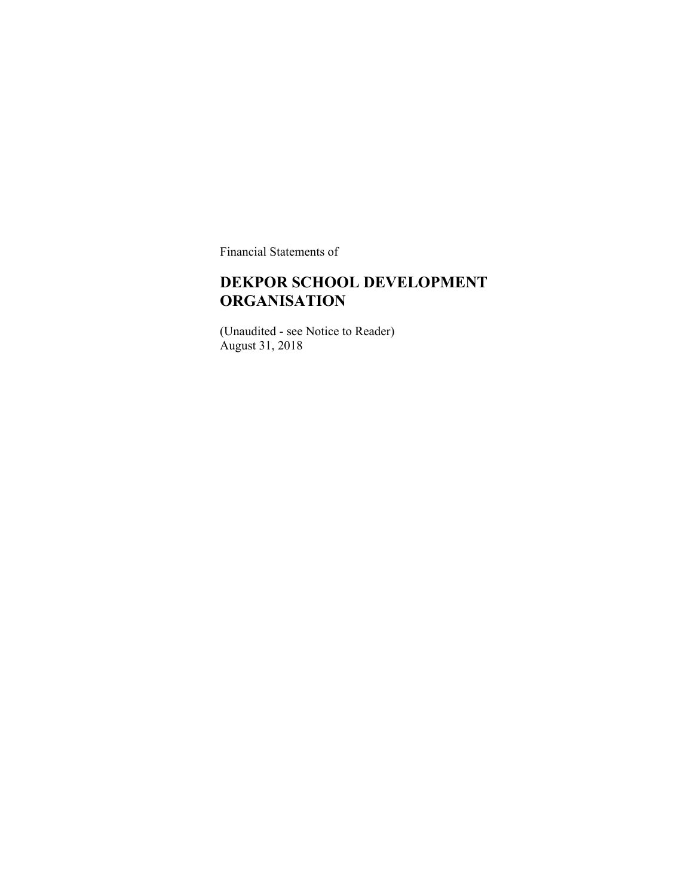Financial Statements of

# DEKPOR SCHOOL DEVELOPMENT ORGANISATION

(Unaudited - see Notice to Reader)
August 31, 2018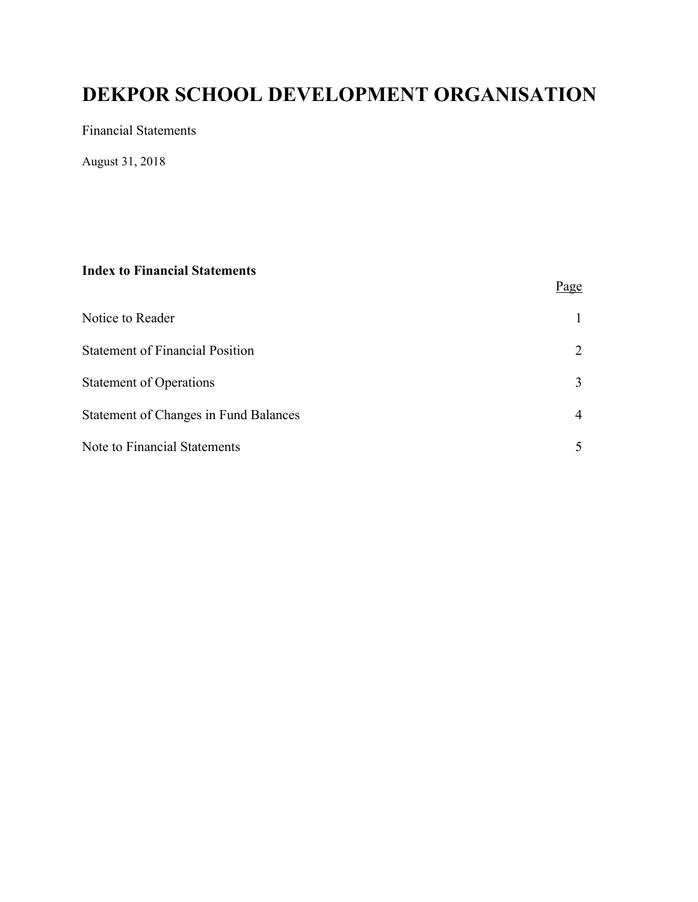# DEKPOR SCHOOL DEVELOPMENT ORGANISATION

Financial Statements

August 31, 2018

**Index to Financial Statements**

| | Page |
|---|---|
| Notice to Reader | 1 |
| Statement of Financial Position | 2 |
| Statement of Operations | 3 |
| Statement of Changes in Fund Balances | 4 |
| Note to Financial Statements | 5 |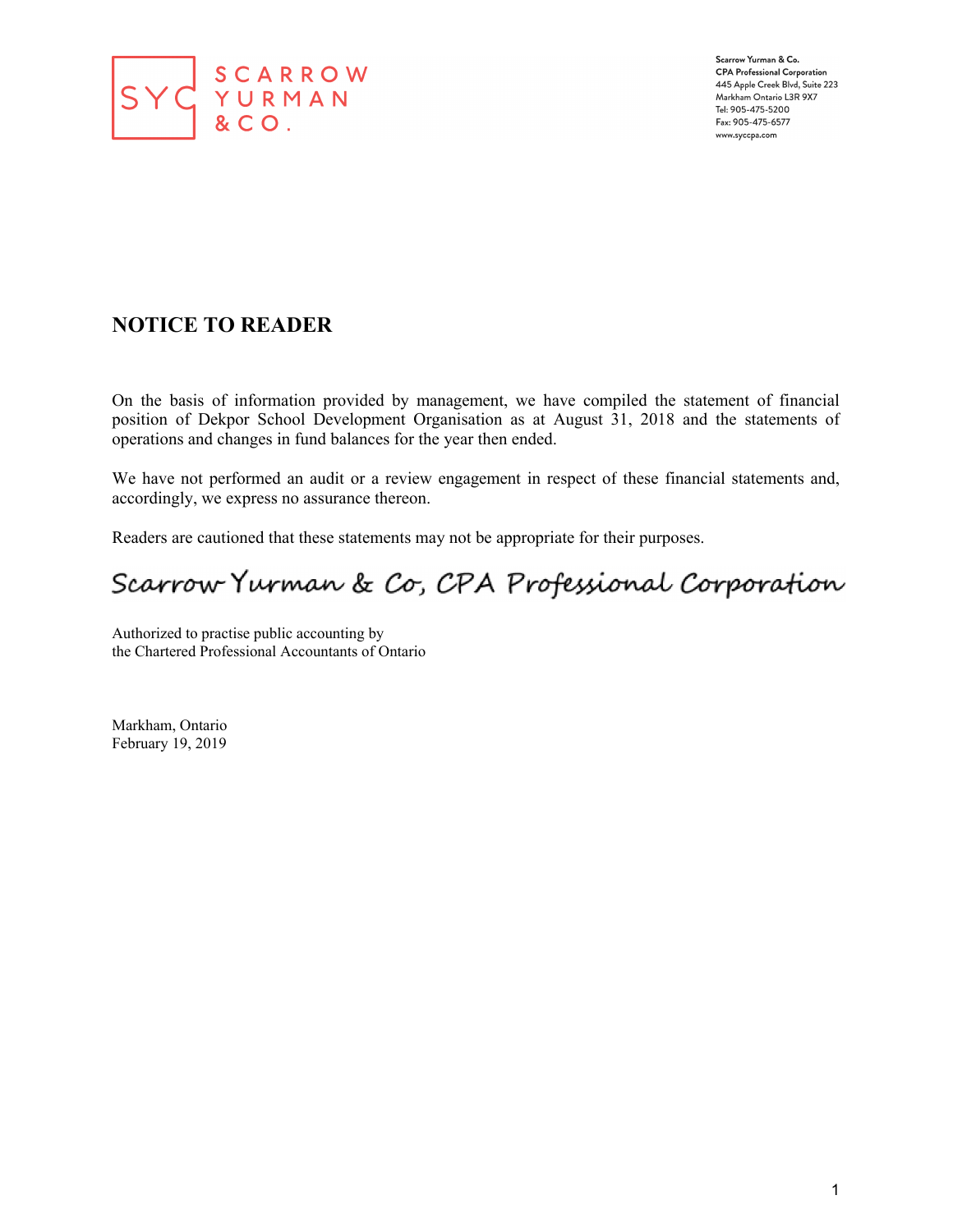SCARROW YURMAN & CO.

Scarrow Yurman & Co.
CPA Professional Corporation
445 Apple Creek Blvd, Suite 223
Markham Ontario L3R 9X7
Tel: 905-475-5200
Fax: 905-475-6577
www.syccpa.com

## NOTICE TO READER

On the basis of information provided by management, we have compiled the statement of financial position of Dekpor School Development Organisation as at August 31, 2018 and the statements of operations and changes in fund balances for the year then ended.

We have not performed an audit or a review engagement in respect of these financial statements and, accordingly, we express no assurance thereon.

Readers are cautioned that these statements may not be appropriate for their purposes.

*Scarrow Yurman & Co, CPA Professional Corporation*

Authorized to practise public accounting by
the Chartered Professional Accountants of Ontario

Markham, Ontario
February 19, 2019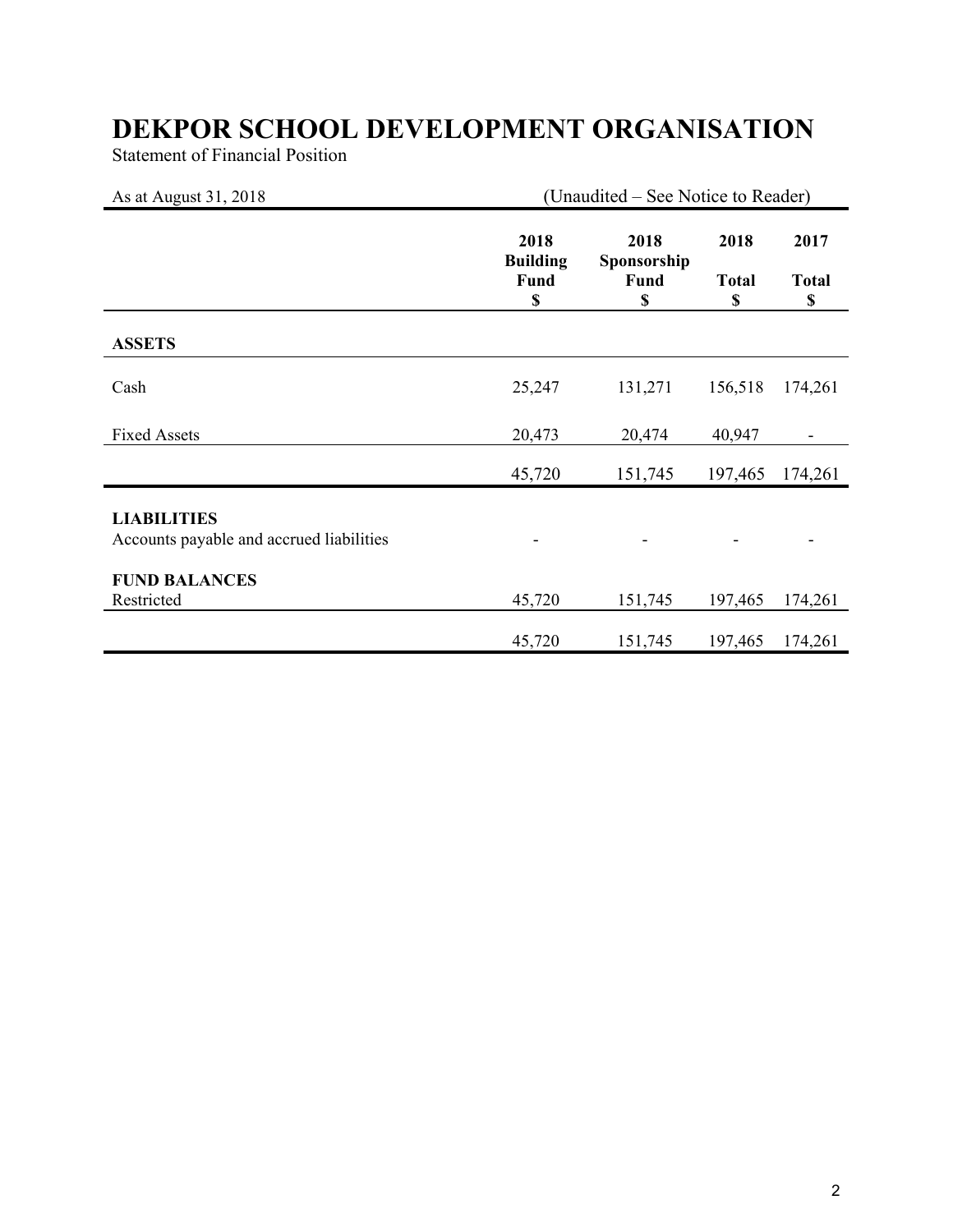# DEKPOR SCHOOL DEVELOPMENT ORGANISATION

Statement of Financial Position

As at August 31, 2018 (Unaudited – See Notice to Reader)

| | 2018 Building Fund $ | 2018 Sponsorship Fund $ | 2018 Total $ | 2017 Total $ |
|---|---|---|---|---|
| **ASSETS** | | | | |
| Cash | 25,247 | 131,271 | 156,518 | 174,261 |
| Fixed Assets | 20,473 | 20,474 | 40,947 | - |
| | 45,720 | 151,745 | 197,465 | 174,261 |
| **LIABILITIES** | | | | |
| Accounts payable and accrued liabilities | - | - | - | - |
| **FUND BALANCES** | | | | |
| Restricted | 45,720 | 151,745 | 197,465 | 174,261 |
| | 45,720 | 151,745 | 197,465 | 174,261 |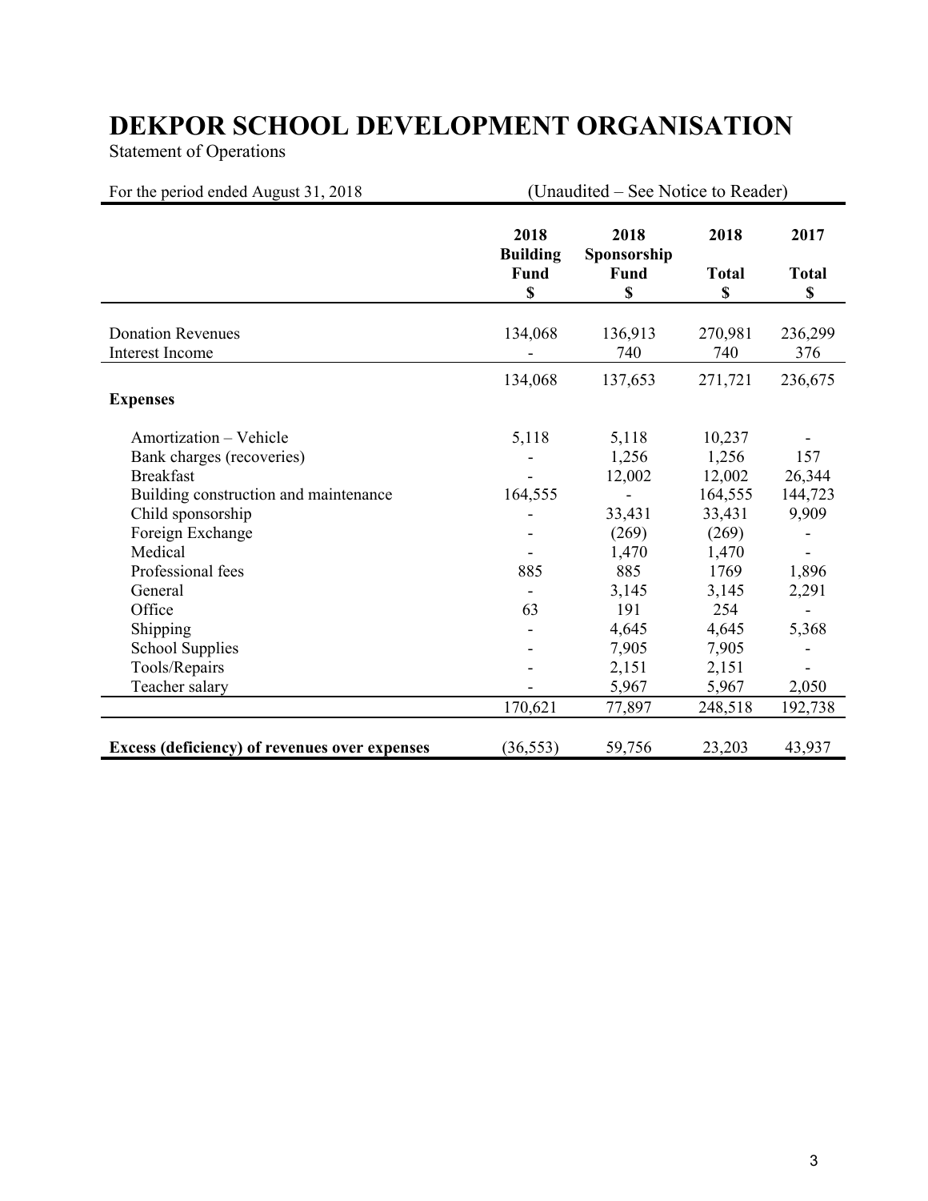# DEKPOR SCHOOL DEVELOPMENT ORGANISATION

Statement of Operations

For the period ended August 31, 2018 (Unaudited – See Notice to Reader)

| | 2018 Building Fund $ | 2018 Sponsorship Fund $ | 2018 Total $ | 2017 Total $ |
|---|---|---|---|---|
| Donation Revenues | 134,068 | 136,913 | 270,981 | 236,299 |
| Interest Income | - | 740 | 740 | 376 |
| | 134,068 | 137,653 | 271,721 | 236,675 |
| **Expenses** | | | | |
| Amortization – Vehicle | 5,118 | 5,118 | 10,237 | - |
| Bank charges (recoveries) | - | 1,256 | 1,256 | 157 |
| Breakfast | - | 12,002 | 12,002 | 26,344 |
| Building construction and maintenance | 164,555 | - | 164,555 | 144,723 |
| Child sponsorship | - | 33,431 | 33,431 | 9,909 |
| Foreign Exchange | - | (269) | (269) | - |
| Medical | - | 1,470 | 1,470 | - |
| Professional fees | 885 | 885 | 1769 | 1,896 |
| General | - | 3,145 | 3,145 | 2,291 |
| Office | 63 | 191 | 254 | - |
| Shipping | - | 4,645 | 4,645 | 5,368 |
| School Supplies | - | 7,905 | 7,905 | - |
| Tools/Repairs | - | 2,151 | 2,151 | - |
| Teacher salary | - | 5,967 | 5,967 | 2,050 |
| | 170,621 | 77,897 | 248,518 | 192,738 |
| **Excess (deficiency) of revenues over expenses** | (36,553) | 59,756 | 23,203 | 43,937 |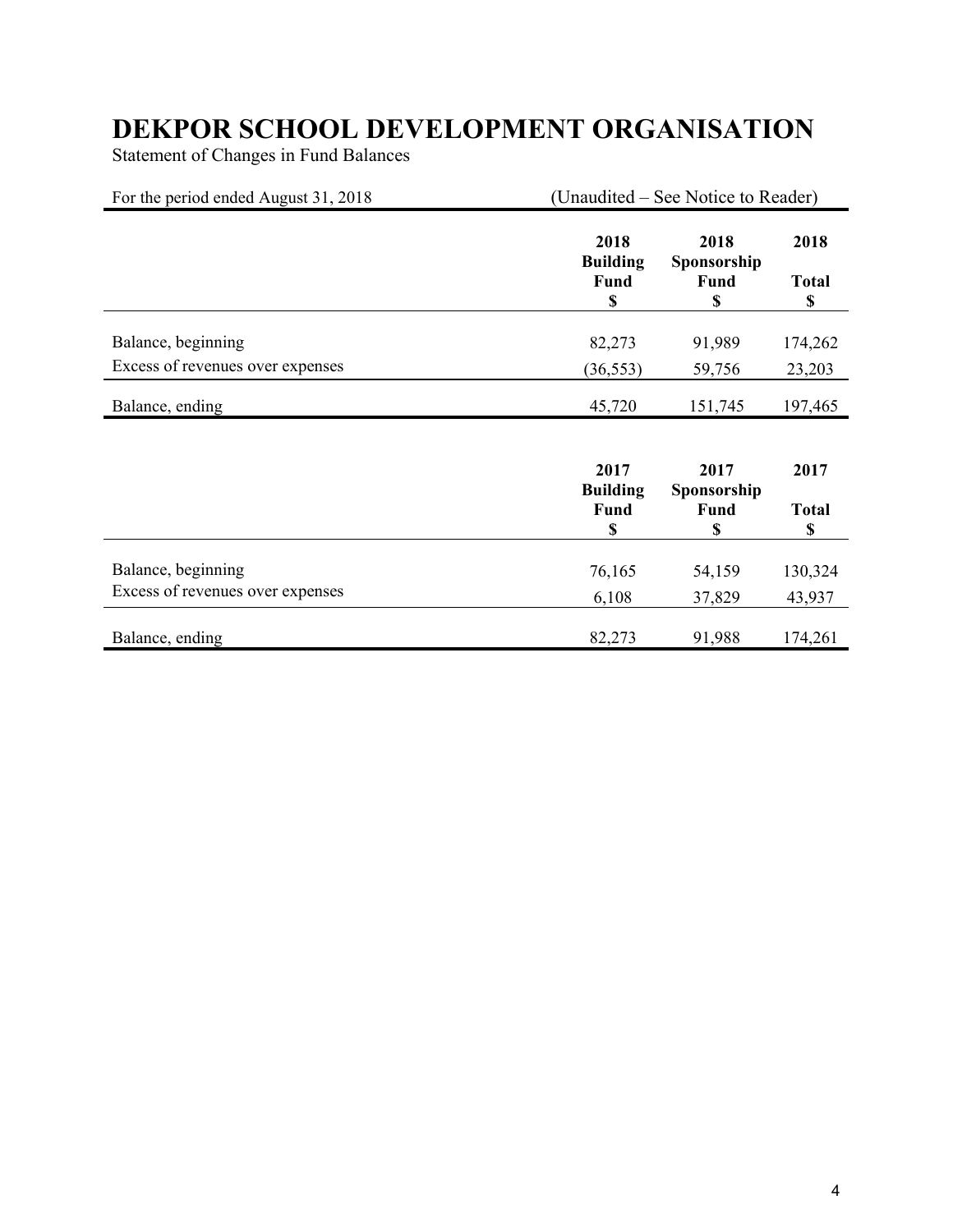# DEKPOR SCHOOL DEVELOPMENT ORGANISATION

Statement of Changes in Fund Balances

For the period ended August 31, 2018 (Unaudited – See Notice to Reader)

| | 2018 Building Fund $ | 2018 Sponsorship Fund $ | 2018 Total $ |
|---|---|---|---|
| Balance, beginning | 82,273 | 91,989 | 174,262 |
| Excess of revenues over expenses | (36,553) | 59,756 | 23,203 |
| Balance, ending | 45,720 | 151,745 | 197,465 |

| | 2017 Building Fund $ | 2017 Sponsorship Fund $ | 2017 Total $ |
|---|---|---|---|
| Balance, beginning | 76,165 | 54,159 | 130,324 |
| Excess of revenues over expenses | 6,108 | 37,829 | 43,937 |
| Balance, ending | 82,273 | 91,988 | 174,261 |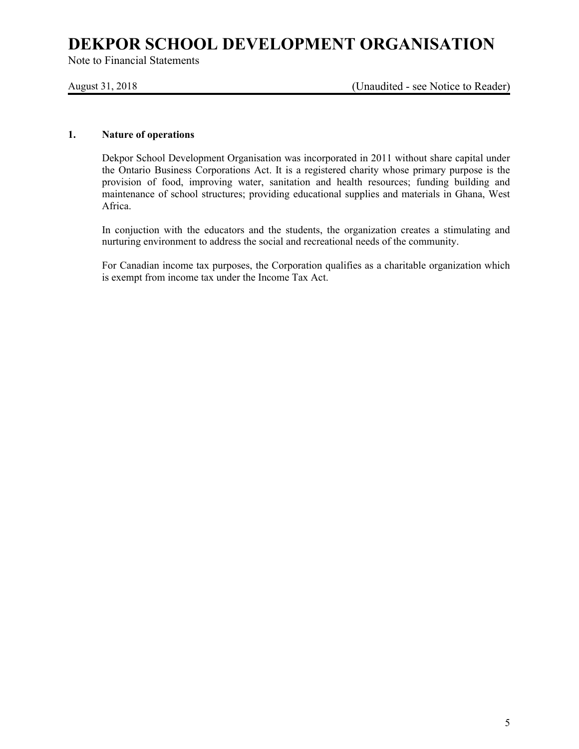# DEKPOR SCHOOL DEVELOPMENT ORGANISATION

Note to Financial Statements

August 31, 2018 (Unaudited - see Notice to Reader)

## 1. Nature of operations

Dekpor School Development Organisation was incorporated in 2011 without share capital under the Ontario Business Corporations Act. It is a registered charity whose primary purpose is the provision of food, improving water, sanitation and health resources; funding building and maintenance of school structures; providing educational supplies and materials in Ghana, West Africa.

In conjuction with the educators and the students, the organization creates a stimulating and nurturing environment to address the social and recreational needs of the community.

For Canadian income tax purposes, the Corporation qualifies as a charitable organization which is exempt from income tax under the Income Tax Act.